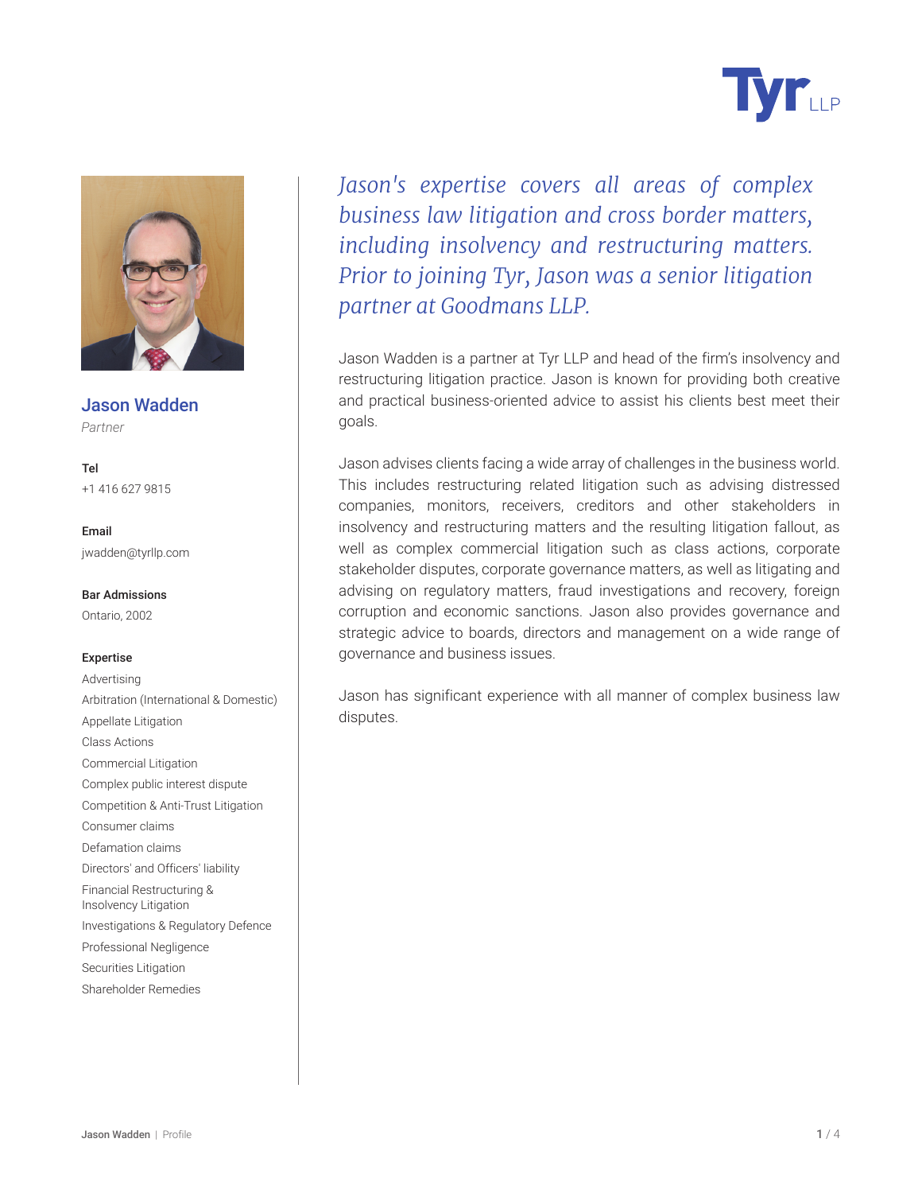# Jason Wadden

*Partner*

**Tel**

+1 416 627 9815

**Email**

jwadden@tyrllp.com

**Bar Admissions**

Ontario, 2002

**Expertise**

- Advertising
- Arbitration (International & Domestic)
- Appellate Litigation
- Class Actions
- Commercial Litigation
- Complex public interest dispute
- Competition & Anti-Trust Litigation
- Consumer claims
- Defamation claims
- Directors' and Officers' liability
- Financial Restructuring & Insolvency Litigation
- Investigations & Regulatory Defence
- Professional Negligence
- Securities Litigation
- Shareholder Remedies

*Jason's expertise covers all areas of complex business law litigation and cross border matters, including insolvency and restructuring matters. Prior to joining Tyr, Jason was a senior litigation partner at Goodmans LLP.*

Jason Wadden is a partner at Tyr LLP and head of the firm's insolvency and restructuring litigation practice. Jason is known for providing both creative and practical business-oriented advice to assist his clients best meet their goals.

Jason advises clients facing a wide array of challenges in the business world. This includes restructuring related litigation such as advising distressed companies, monitors, receivers, creditors and other stakeholders in insolvency and restructuring matters and the resulting litigation fallout, as well as complex commercial litigation such as class actions, corporate stakeholder disputes, corporate governance matters, as well as litigating and advising on regulatory matters, fraud investigations and recovery, foreign corruption and economic sanctions. Jason also provides governance and strategic advice to boards, directors and management on a wide range of governance and business issues.

Jason has significant experience with all manner of complex business law disputes.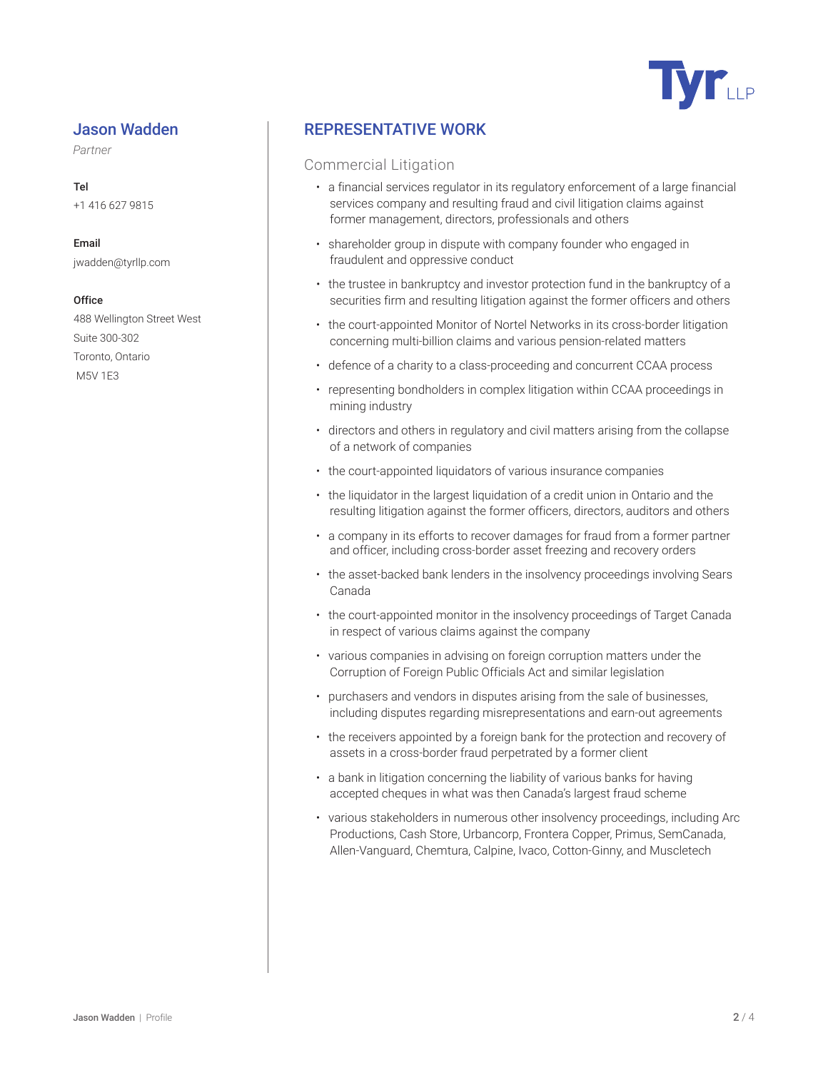## Jason Wadden

*Partner*

**Tel**
+1 416 627 9815

**Email**
jwadden@tyrllp.com

**Office**
488 Wellington Street West
Suite 300-302
Toronto, Ontario
M5V 1E3

## REPRESENTATIVE WORK

### Commercial Litigation

- a financial services regulator in its regulatory enforcement of a large financial services company and resulting fraud and civil litigation claims against former management, directors, professionals and others
- shareholder group in dispute with company founder who engaged in fraudulent and oppressive conduct
- the trustee in bankruptcy and investor protection fund in the bankruptcy of a securities firm and resulting litigation against the former officers and others
- the court-appointed Monitor of Nortel Networks in its cross-border litigation concerning multi-billion claims and various pension-related matters
- defence of a charity to a class-proceeding and concurrent CCAA process
- representing bondholders in complex litigation within CCAA proceedings in mining industry
- directors and others in regulatory and civil matters arising from the collapse of a network of companies
- the court-appointed liquidators of various insurance companies
- the liquidator in the largest liquidation of a credit union in Ontario and the resulting litigation against the former officers, directors, auditors and others
- a company in its efforts to recover damages for fraud from a former partner and officer, including cross-border asset freezing and recovery orders
- the asset-backed bank lenders in the insolvency proceedings involving Sears Canada
- the court-appointed monitor in the insolvency proceedings of Target Canada in respect of various claims against the company
- various companies in advising on foreign corruption matters under the Corruption of Foreign Public Officials Act and similar legislation
- purchasers and vendors in disputes arising from the sale of businesses, including disputes regarding misrepresentations and earn-out agreements
- the receivers appointed by a foreign bank for the protection and recovery of assets in a cross-border fraud perpetrated by a former client
- a bank in litigation concerning the liability of various banks for having accepted cheques in what was then Canada's largest fraud scheme
- various stakeholders in numerous other insolvency proceedings, including Arc Productions, Cash Store, Urbancorp, Frontera Copper, Primus, SemCanada, Allen-Vanguard, Chemtura, Calpine, Ivaco, Cotton-Ginny, and Muscletech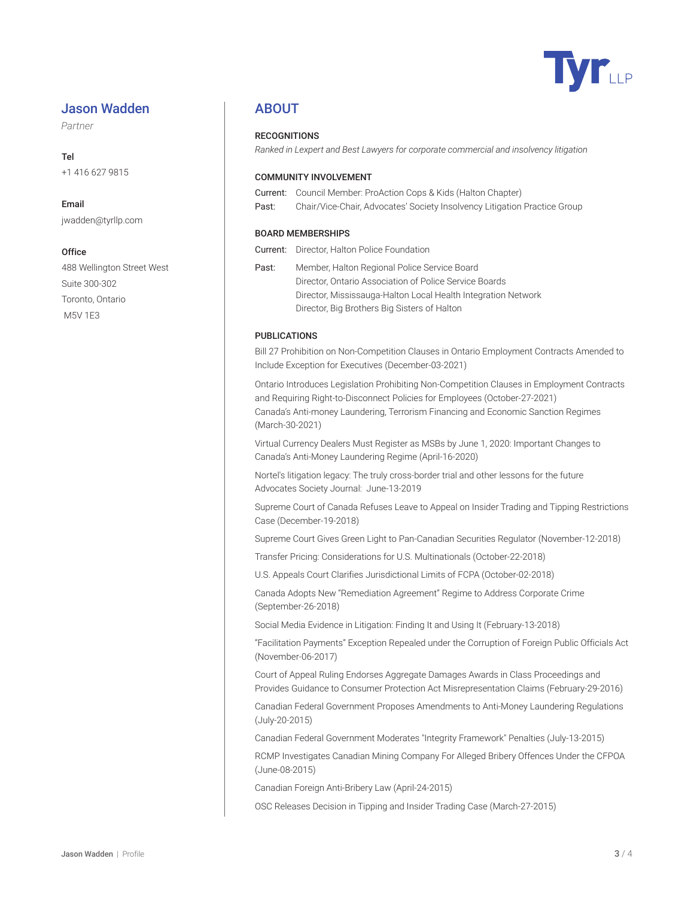## Jason Wadden

*Partner*

**Tel**

+1 416 627 9815

**Email**

jwadden@tyrllp.com

**Office**

488 Wellington Street West
Suite 300-302
Toronto, Ontario
M5V 1E3

# ABOUT

### RECOGNITIONS

*Ranked in Lexpert and Best Lawyers for corporate commercial and insolvency litigation*

### COMMUNITY INVOLVEMENT

Current: Council Member: ProAction Cops & Kids (Halton Chapter)

Past: Chair/Vice-Chair, Advocates' Society Insolvency Litigation Practice Group

### BOARD MEMBERSHIPS

Current: Director, Halton Police Foundation

Past: Member, Halton Regional Police Service Board
Director, Ontario Association of Police Service Boards
Director, Mississauga-Halton Local Health Integration Network
Director, Big Brothers Big Sisters of Halton

### PUBLICATIONS

Bill 27 Prohibition on Non-Competition Clauses in Ontario Employment Contracts Amended to Include Exception for Executives (December-03-2021)

Ontario Introduces Legislation Prohibiting Non-Competition Clauses in Employment Contracts and Requiring Right-to-Disconnect Policies for Employees (October-27-2021)
Canada's Anti-money Laundering, Terrorism Financing and Economic Sanction Regimes (March-30-2021)

Virtual Currency Dealers Must Register as MSBs by June 1, 2020: Important Changes to Canada's Anti-Money Laundering Regime (April-16-2020)

Nortel's litigation legacy: The truly cross-border trial and other lessons for the future
Advocates Society Journal: June-13-2019

Supreme Court of Canada Refuses Leave to Appeal on Insider Trading and Tipping Restrictions Case (December-19-2018)

Supreme Court Gives Green Light to Pan-Canadian Securities Regulator (November-12-2018)

Transfer Pricing: Considerations for U.S. Multinationals (October-22-2018)

U.S. Appeals Court Clarifies Jurisdictional Limits of FCPA (October-02-2018)

Canada Adopts New "Remediation Agreement" Regime to Address Corporate Crime (September-26-2018)

Social Media Evidence in Litigation: Finding It and Using It (February-13-2018)

"Facilitation Payments" Exception Repealed under the Corruption of Foreign Public Officials Act (November-06-2017)

Court of Appeal Ruling Endorses Aggregate Damages Awards in Class Proceedings and Provides Guidance to Consumer Protection Act Misrepresentation Claims (February-29-2016)

Canadian Federal Government Proposes Amendments to Anti-Money Laundering Regulations (July-20-2015)

Canadian Federal Government Moderates "Integrity Framework" Penalties (July-13-2015)

RCMP Investigates Canadian Mining Company For Alleged Bribery Offences Under the CFPOA (June-08-2015)

Canadian Foreign Anti-Bribery Law (April-24-2015)

OSC Releases Decision in Tipping and Insider Trading Case (March-27-2015)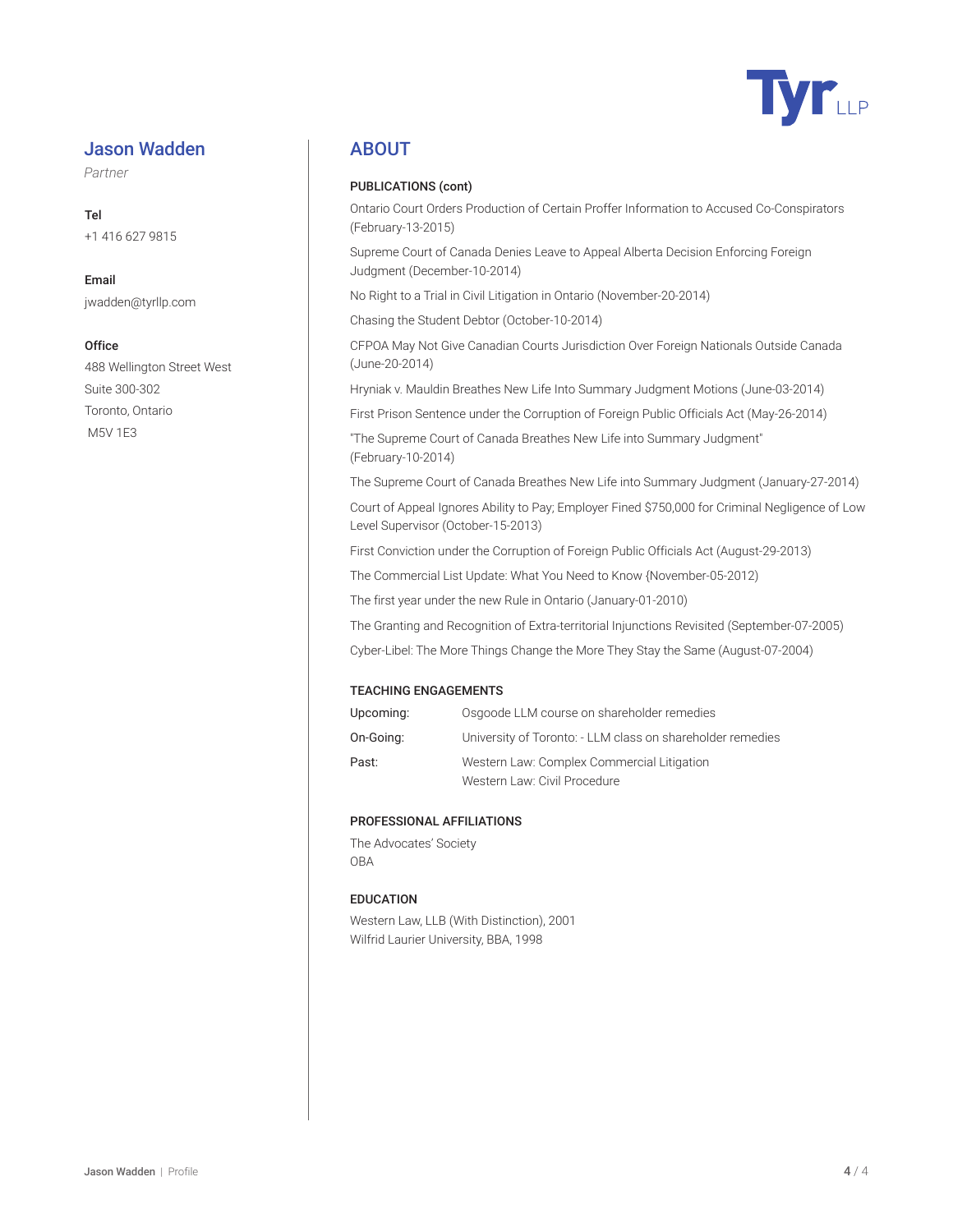## Jason Wadden

*Partner*

**Tel**
+1 416 627 9815

**Email**
jwadden@tyrllp.com

**Office**
488 Wellington Street West
Suite 300-302
Toronto, Ontario
M5V 1E3

## ABOUT

### PUBLICATIONS (cont)

Ontario Court Orders Production of Certain Proffer Information to Accused Co-Conspirators (February-13-2015)

Supreme Court of Canada Denies Leave to Appeal Alberta Decision Enforcing Foreign Judgment (December-10-2014)

No Right to a Trial in Civil Litigation in Ontario (November-20-2014)

Chasing the Student Debtor (October-10-2014)

CFPOA May Not Give Canadian Courts Jurisdiction Over Foreign Nationals Outside Canada (June-20-2014)

Hryniak v. Mauldin Breathes New Life Into Summary Judgment Motions (June-03-2014)

First Prison Sentence under the Corruption of Foreign Public Officials Act (May-26-2014)

"The Supreme Court of Canada Breathes New Life into Summary Judgment" (February-10-2014)

The Supreme Court of Canada Breathes New Life into Summary Judgment (January-27-2014)

Court of Appeal Ignores Ability to Pay; Employer Fined $750,000 for Criminal Negligence of Low Level Supervisor (October-15-2013)

First Conviction under the Corruption of Foreign Public Officials Act (August-29-2013)

The Commercial List Update: What You Need to Know {November-05-2012)

The first year under the new Rule in Ontario (January-01-2010)

The Granting and Recognition of Extra-territorial Injunctions Revisited (September-07-2005)

Cyber-Libel: The More Things Change the More They Stay the Same (August-07-2004)

### TEACHING ENGAGEMENTS

| | |
|---|---|
| Upcoming: | Osgoode LLM course on shareholder remedies |
| On-Going: | University of Toronto: - LLM class on shareholder remedies |
| Past: | Western Law: Complex Commercial Litigation<br>Western Law: Civil Procedure |

### PROFESSIONAL AFFILIATIONS

The Advocates' Society
OBA

### EDUCATION

Western Law, LLB (With Distinction), 2001
Wilfrid Laurier University, BBA, 1998